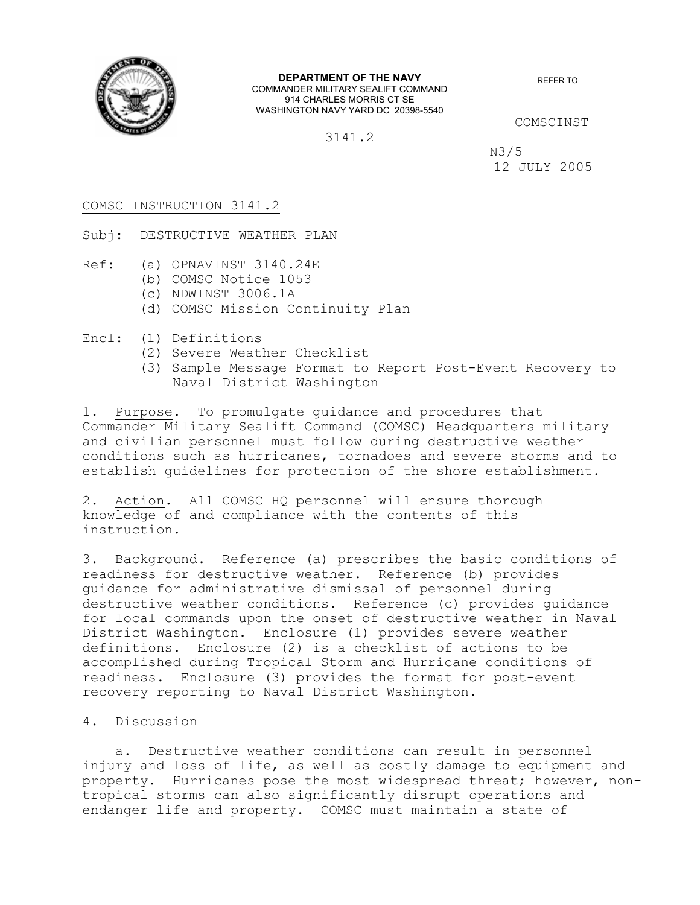**DEPARTMENT OF THE NAVY**
COMMANDER MILITARY SEALIFT COMMAND
914 CHARLES MORRIS CT SE
WASHINGTON NAVY YARD DC 20398-5540

REFER TO:

COMSCINST 3141.2
N3/5
12 JULY 2005

COMSC INSTRUCTION 3141.2

Subj: DESTRUCTIVE WEATHER PLAN

Ref: (a) OPNAVINST 3140.24E
(b) COMSC Notice 1053
(c) NDWINST 3006.1A
(d) COMSC Mission Continuity Plan

Encl: (1) Definitions
(2) Severe Weather Checklist
(3) Sample Message Format to Report Post-Event Recovery to Naval District Washington

1. Purpose. To promulgate guidance and procedures that Commander Military Sealift Command (COMSC) Headquarters military and civilian personnel must follow during destructive weather conditions such as hurricanes, tornadoes and severe storms and to establish guidelines for protection of the shore establishment.

2. Action. All COMSC HQ personnel will ensure thorough knowledge of and compliance with the contents of this instruction.

3. Background. Reference (a) prescribes the basic conditions of readiness for destructive weather. Reference (b) provides guidance for administrative dismissal of personnel during destructive weather conditions. Reference (c) provides guidance for local commands upon the onset of destructive weather in Naval District Washington. Enclosure (1) provides severe weather definitions. Enclosure (2) is a checklist of actions to be accomplished during Tropical Storm and Hurricane conditions of readiness. Enclosure (3) provides the format for post-event recovery reporting to Naval District Washington.

4. Discussion

a. Destructive weather conditions can result in personnel injury and loss of life, as well as costly damage to equipment and property. Hurricanes pose the most widespread threat; however, non-tropical storms can also significantly disrupt operations and endanger life and property. COMSC must maintain a state of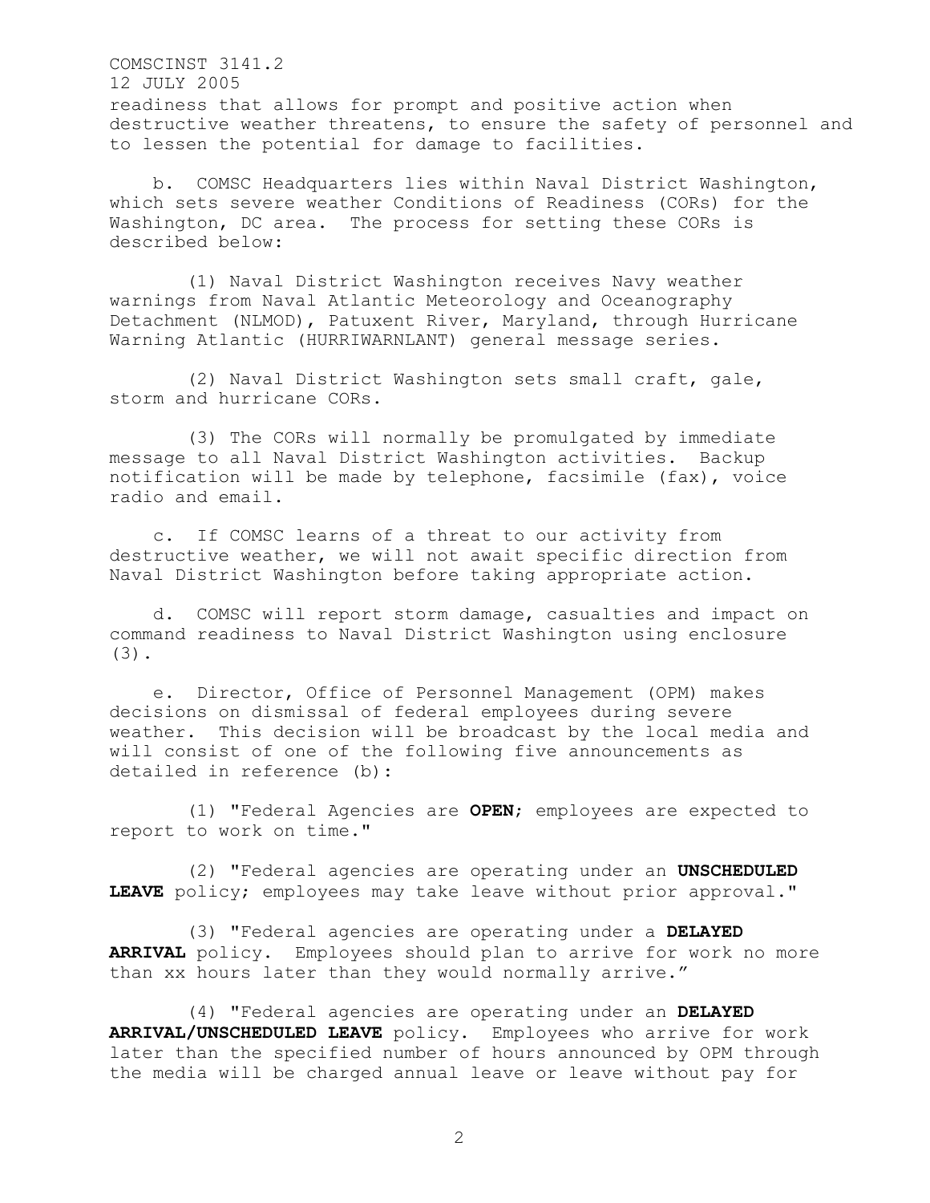readiness that allows for prompt and positive action when destructive weather threatens, to ensure the safety of personnel and to lessen the potential for damage to facilities.

b. COMSC Headquarters lies within Naval District Washington, which sets severe weather Conditions of Readiness (CORs) for the Washington, DC area. The process for setting these CORs is described below:

(1) Naval District Washington receives Navy weather warnings from Naval Atlantic Meteorology and Oceanography Detachment (NLMOD), Patuxent River, Maryland, through Hurricane Warning Atlantic (HURRIWARNLANT) general message series.

(2) Naval District Washington sets small craft, gale, storm and hurricane CORs.

(3) The CORs will normally be promulgated by immediate message to all Naval District Washington activities. Backup notification will be made by telephone, facsimile (fax), voice radio and email.

c. If COMSC learns of a threat to our activity from destructive weather, we will not await specific direction from Naval District Washington before taking appropriate action.

d. COMSC will report storm damage, casualties and impact on command readiness to Naval District Washington using enclosure (3).

e. Director, Office of Personnel Management (OPM) makes decisions on dismissal of federal employees during severe weather. This decision will be broadcast by the local media and will consist of one of the following five announcements as detailed in reference (b):

(1) "Federal Agencies are **OPEN**; employees are expected to report to work on time."

(2) "Federal agencies are operating under an **UNSCHEDULED LEAVE** policy; employees may take leave without prior approval."

(3) "Federal agencies are operating under a **DELAYED ARRIVAL** policy. Employees should plan to arrive for work no more than xx hours later than they would normally arrive."

(4) "Federal agencies are operating under an **DELAYED ARRIVAL/UNSCHEDULED LEAVE** policy. Employees who arrive for work later than the specified number of hours announced by OPM through the media will be charged annual leave or leave without pay for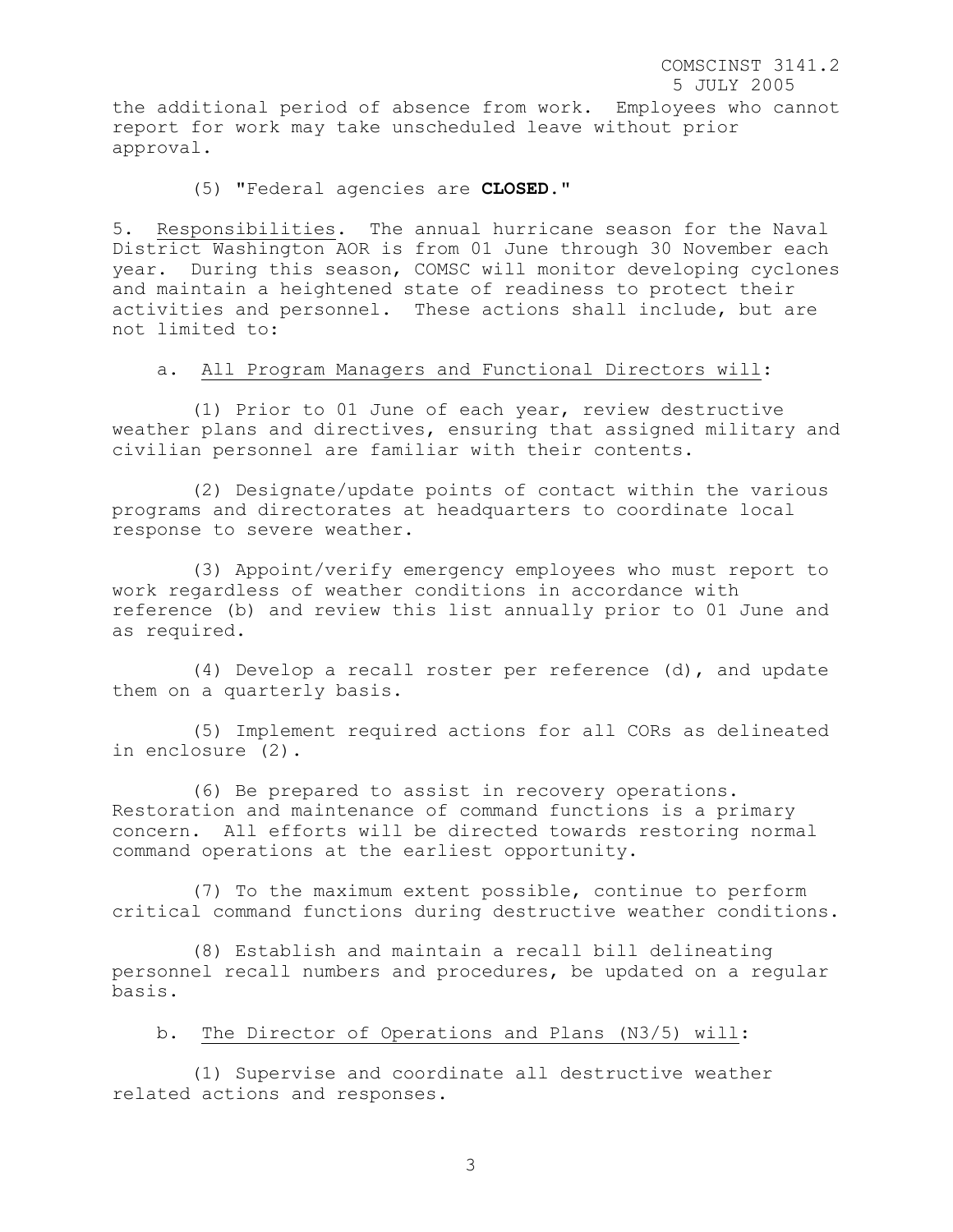the additional period of absence from work. Employees who cannot report for work may take unscheduled leave without prior approval.

(5) "Federal agencies are **CLOSED**."

5. Responsibilities. The annual hurricane season for the Naval District Washington AOR is from 01 June through 30 November each year. During this season, COMSC will monitor developing cyclones and maintain a heightened state of readiness to protect their activities and personnel. These actions shall include, but are not limited to:

a. All Program Managers and Functional Directors will:

(1) Prior to 01 June of each year, review destructive weather plans and directives, ensuring that assigned military and civilian personnel are familiar with their contents.

(2) Designate/update points of contact within the various programs and directorates at headquarters to coordinate local response to severe weather.

(3) Appoint/verify emergency employees who must report to work regardless of weather conditions in accordance with reference (b) and review this list annually prior to 01 June and as required.

(4) Develop a recall roster per reference (d), and update them on a quarterly basis.

(5) Implement required actions for all CORs as delineated in enclosure (2).

(6) Be prepared to assist in recovery operations. Restoration and maintenance of command functions is a primary concern. All efforts will be directed towards restoring normal command operations at the earliest opportunity.

(7) To the maximum extent possible, continue to perform critical command functions during destructive weather conditions.

(8) Establish and maintain a recall bill delineating personnel recall numbers and procedures, be updated on a regular basis.

b. The Director of Operations and Plans (N3/5) will:

(1) Supervise and coordinate all destructive weather related actions and responses.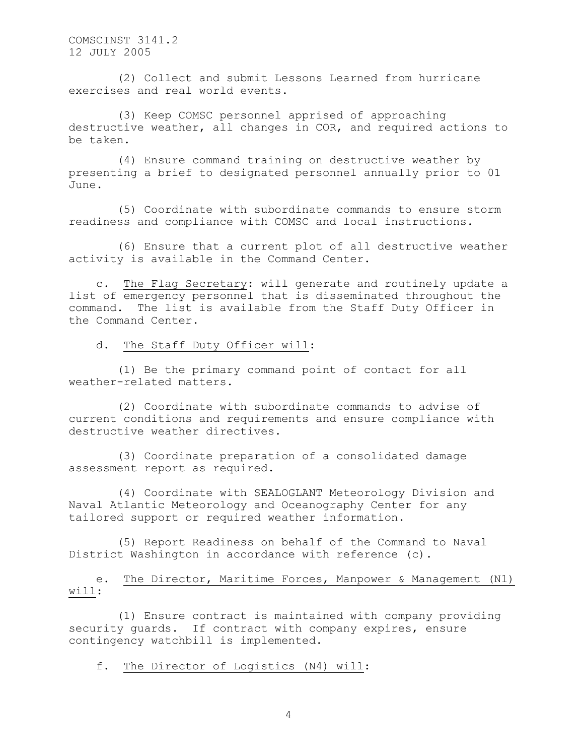(2) Collect and submit Lessons Learned from hurricane exercises and real world events.

(3) Keep COMSC personnel apprised of approaching destructive weather, all changes in COR, and required actions to be taken.

(4) Ensure command training on destructive weather by presenting a brief to designated personnel annually prior to 01 June.

(5) Coordinate with subordinate commands to ensure storm readiness and compliance with COMSC and local instructions.

(6) Ensure that a current plot of all destructive weather activity is available in the Command Center.

c. <u>The Flag Secretary</u>: will generate and routinely update a list of emergency personnel that is disseminated throughout the command. The list is available from the Staff Duty Officer in the Command Center.

d. <u>The Staff Duty Officer will</u>:

(1) Be the primary command point of contact for all weather-related matters.

(2) Coordinate with subordinate commands to advise of current conditions and requirements and ensure compliance with destructive weather directives.

(3) Coordinate preparation of a consolidated damage assessment report as required.

(4) Coordinate with SEALOGLANT Meteorology Division and Naval Atlantic Meteorology and Oceanography Center for any tailored support or required weather information.

(5) Report Readiness on behalf of the Command to Naval District Washington in accordance with reference (c).

e. <u>The Director, Maritime Forces, Manpower & Management (N1) will</u>:

(1) Ensure contract is maintained with company providing security guards. If contract with company expires, ensure contingency watchbill is implemented.

f. <u>The Director of Logistics (N4) will</u>: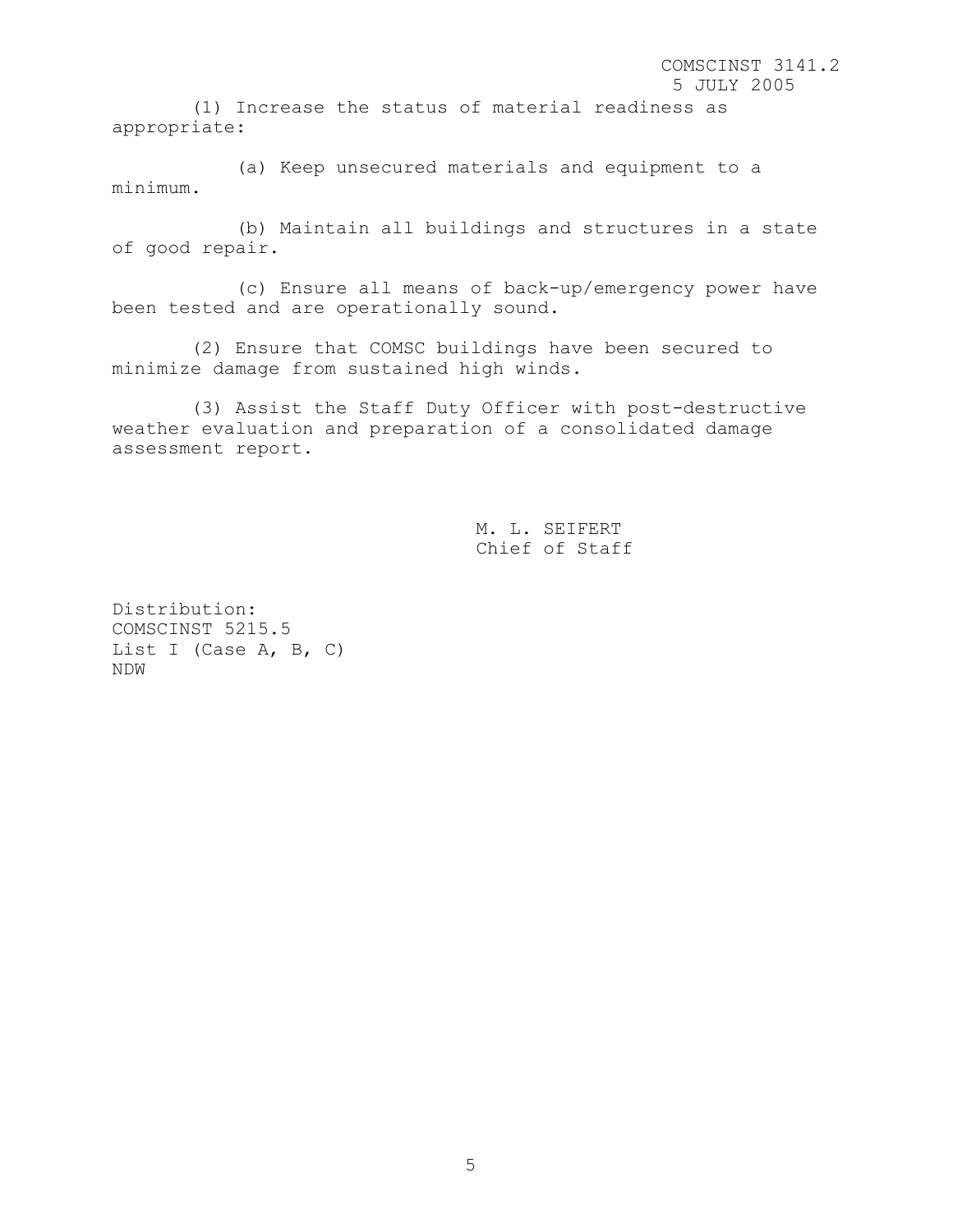(1) Increase the status of material readiness as appropriate:

(a) Keep unsecured materials and equipment to a minimum.

(b) Maintain all buildings and structures in a state of good repair.

(c) Ensure all means of back-up/emergency power have been tested and are operationally sound.

(2) Ensure that COMSC buildings have been secured to minimize damage from sustained high winds.

(3) Assist the Staff Duty Officer with post-destructive weather evaluation and preparation of a consolidated damage assessment report.

M. L. SEIFERT
Chief of Staff

Distribution:
COMSCINST 5215.5
List I (Case A, B, C)
NDW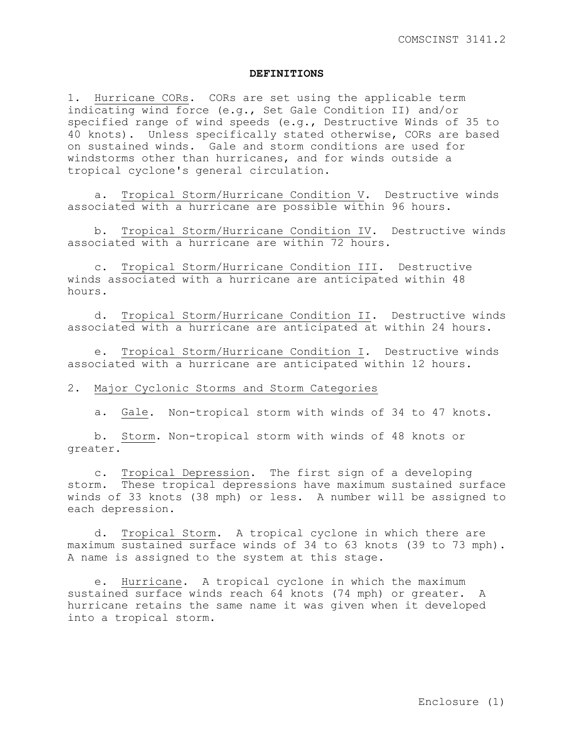## DEFINITIONS

1. Hurricane CORs. CORs are set using the applicable term indicating wind force (e.g., Set Gale Condition II) and/or specified range of wind speeds (e.g., Destructive Winds of 35 to 40 knots). Unless specifically stated otherwise, CORs are based on sustained winds. Gale and storm conditions are used for windstorms other than hurricanes, and for winds outside a tropical cyclone's general circulation.

   a. Tropical Storm/Hurricane Condition V. Destructive winds associated with a hurricane are possible within 96 hours.

   b. Tropical Storm/Hurricane Condition IV. Destructive winds associated with a hurricane are within 72 hours.

   c. Tropical Storm/Hurricane Condition III. Destructive winds associated with a hurricane are anticipated within 48 hours.

   d. Tropical Storm/Hurricane Condition II. Destructive winds associated with a hurricane are anticipated at within 24 hours.

   e. Tropical Storm/Hurricane Condition I. Destructive winds associated with a hurricane are anticipated within 12 hours.

2. Major Cyclonic Storms and Storm Categories

   a. Gale. Non-tropical storm with winds of 34 to 47 knots.

   b. Storm. Non-tropical storm with winds of 48 knots or greater.

   c. Tropical Depression. The first sign of a developing storm. These tropical depressions have maximum sustained surface winds of 33 knots (38 mph) or less. A number will be assigned to each depression.

   d. Tropical Storm. A tropical cyclone in which there are maximum sustained surface winds of 34 to 63 knots (39 to 73 mph). A name is assigned to the system at this stage.

   e. Hurricane. A tropical cyclone in which the maximum sustained surface winds reach 64 knots (74 mph) or greater. A hurricane retains the same name it was given when it developed into a tropical storm.

Enclosure (1)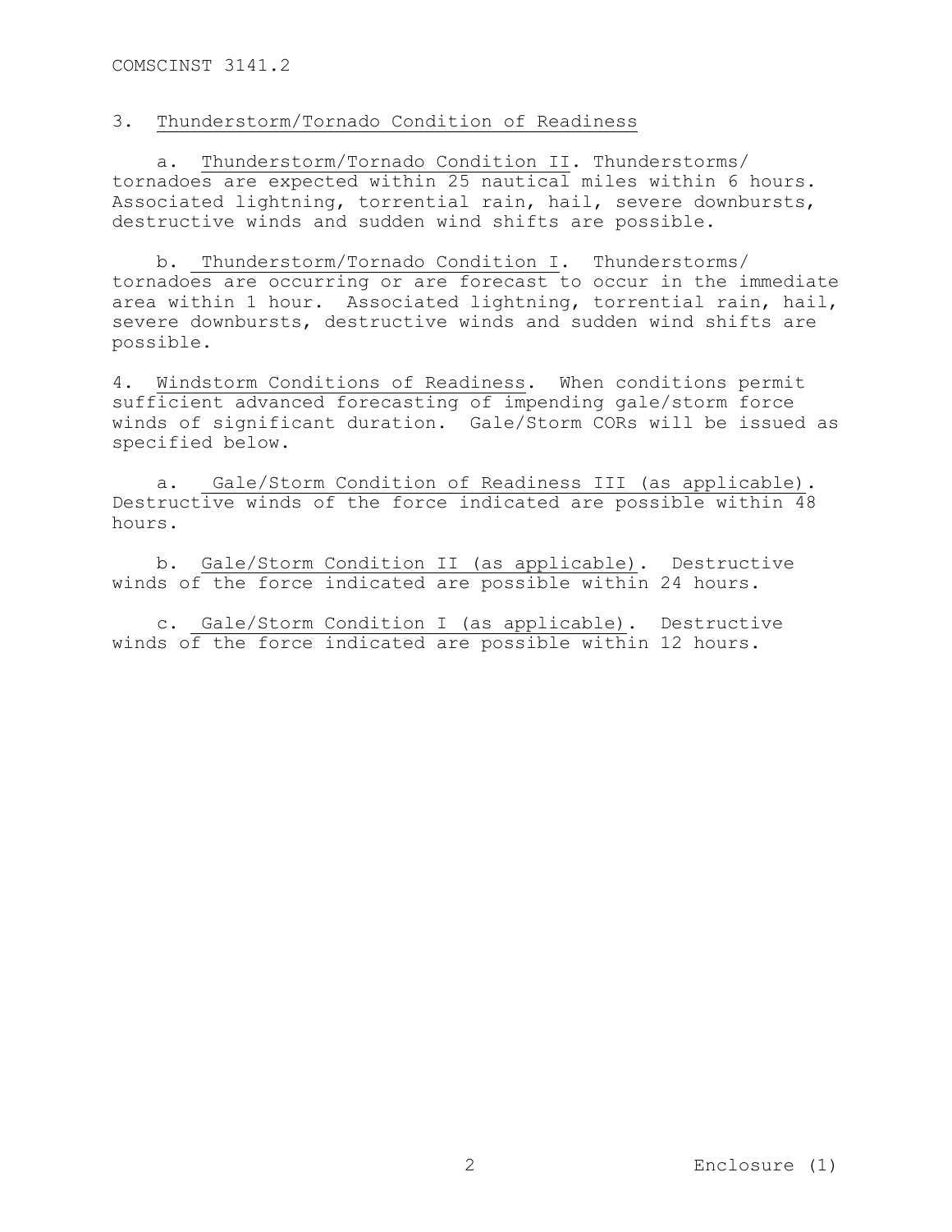3. <u>Thunderstorm/Tornado Condition of Readiness</u>

a. <u>Thunderstorm/Tornado Condition II</u>. Thunderstorms/ tornadoes are expected within 25 nautical miles within 6 hours. Associated lightning, torrential rain, hail, severe downbursts, destructive winds and sudden wind shifts are possible.

b. <u>Thunderstorm/Tornado Condition I</u>. Thunderstorms/ tornadoes are occurring or are forecast to occur in the immediate area within 1 hour. Associated lightning, torrential rain, hail, severe downbursts, destructive winds and sudden wind shifts are possible.

4. <u>Windstorm Conditions of Readiness</u>. When conditions permit sufficient advanced forecasting of impending gale/storm force winds of significant duration. Gale/Storm CORs will be issued as specified below.

a. <u>Gale/Storm Condition of Readiness III (as applicable)</u>. Destructive winds of the force indicated are possible within 48 hours.

b. <u>Gale/Storm Condition II (as applicable)</u>. Destructive winds of the force indicated are possible within 24 hours.

c. <u>Gale/Storm Condition I (as applicable)</u>. Destructive winds of the force indicated are possible within 12 hours.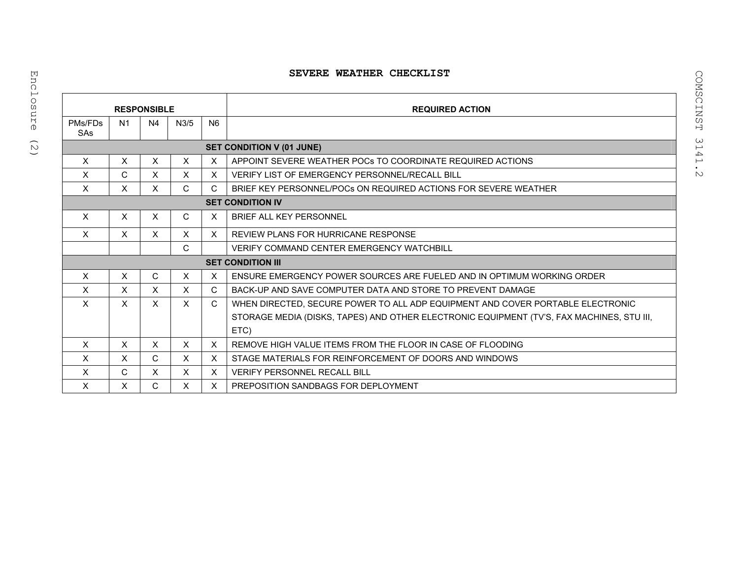# SEVERE WEATHER CHECKLIST

| RESPONSIBLE | | | | | REQUIRED ACTION |
|---|---|---|---|---|---|
| PMs/FDs SAs | N1 | N4 | N3/5 | N6 | |
| | | | | | **SET CONDITION V (01 JUNE)** |
| X | X | X | X | X | APPOINT SEVERE WEATHER POCs TO COORDINATE REQUIRED ACTIONS |
| X | C | X | X | X | VERIFY LIST OF EMERGENCY PERSONNEL/RECALL BILL |
| X | X | X | C | C | BRIEF KEY PERSONNEL/POCs ON REQUIRED ACTIONS FOR SEVERE WEATHER |
| | | | | | **SET CONDITION IV** |
| X | X | X | C | X | BRIEF ALL KEY PERSONNEL |
| X | X | X | X | X | REVIEW PLANS FOR HURRICANE RESPONSE |
| | | | C | | VERIFY COMMAND CENTER EMERGENCY WATCHBILL |
| | | | | | **SET CONDITION III** |
| X | X | C | X | X | ENSURE EMERGENCY POWER SOURCES ARE FUELED AND IN OPTIMUM WORKING ORDER |
| X | X | X | X | C | BACK-UP AND SAVE COMPUTER DATA AND STORE TO PREVENT DAMAGE |
| X | X | X | X | C | WHEN DIRECTED, SECURE POWER TO ALL ADP EQUIPMENT AND COVER PORTABLE ELECTRONIC STORAGE MEDIA (DISKS, TAPES) AND OTHER ELECTRONIC EQUIPMENT (TV'S, FAX MACHINES, STU III, ETC) |
| X | X | X | X | X | REMOVE HIGH VALUE ITEMS FROM THE FLOOR IN CASE OF FLOODING |
| X | X | C | X | X | STAGE MATERIALS FOR REINFORCEMENT OF DOORS AND WINDOWS |
| X | C | X | X | X | VERIFY PERSONNEL RECALL BILL |
| X | X | C | X | X | PREPOSITION SANDBAGS FOR DEPLOYMENT |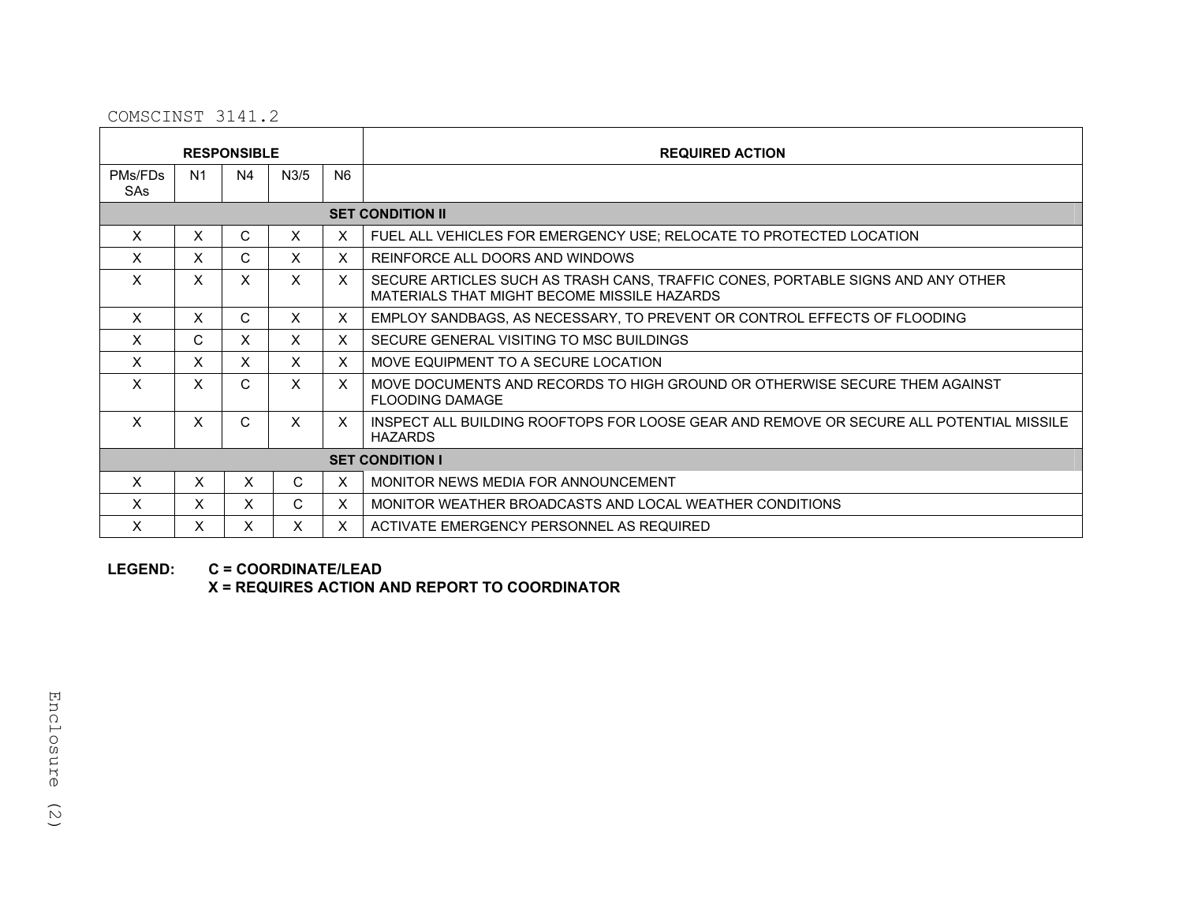| RESPONSIBLE | | | | | REQUIRED ACTION |
|---|---|---|---|---|---|
| PMs/FDs SAs | N1 | N4 | N3/5 | N6 | |
| | | | | | **SET CONDITION II** |
| X | X | C | X | X | FUEL ALL VEHICLES FOR EMERGENCY USE; RELOCATE TO PROTECTED LOCATION |
| X | X | C | X | X | REINFORCE ALL DOORS AND WINDOWS |
| X | X | X | X | X | SECURE ARTICLES SUCH AS TRASH CANS, TRAFFIC CONES, PORTABLE SIGNS AND ANY OTHER MATERIALS THAT MIGHT BECOME MISSILE HAZARDS |
| X | X | C | X | X | EMPLOY SANDBAGS, AS NECESSARY, TO PREVENT OR CONTROL EFFECTS OF FLOODING |
| X | C | X | X | X | SECURE GENERAL VISITING TO MSC BUILDINGS |
| X | X | X | X | X | MOVE EQUIPMENT TO A SECURE LOCATION |
| X | X | C | X | X | MOVE DOCUMENTS AND RECORDS TO HIGH GROUND OR OTHERWISE SECURE THEM AGAINST FLOODING DAMAGE |
| X | X | C | X | X | INSPECT ALL BUILDING ROOFTOPS FOR LOOSE GEAR AND REMOVE OR SECURE ALL POTENTIAL MISSILE HAZARDS |
| | | | | | **SET CONDITION I** |
| X | X | X | C | X | MONITOR NEWS MEDIA FOR ANNOUNCEMENT |
| X | X | X | C | X | MONITOR WEATHER BROADCASTS AND LOCAL WEATHER CONDITIONS |
| X | X | X | X | X | ACTIVATE EMERGENCY PERSONNEL AS REQUIRED |

**LEGEND:** **C = COORDINATE/LEAD**
**X = REQUIRES ACTION AND REPORT TO COORDINATOR**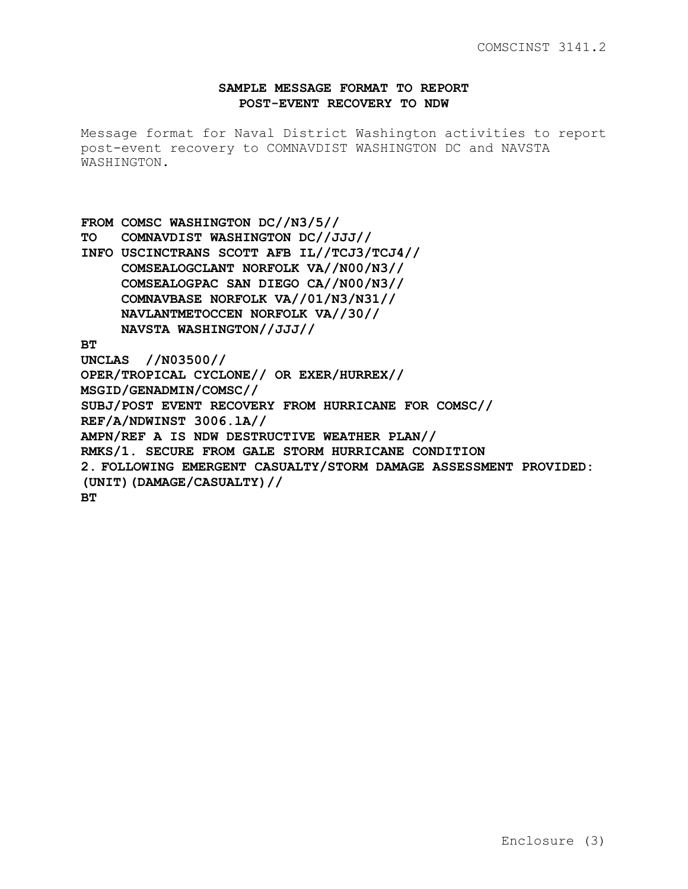**SAMPLE MESSAGE FORMAT TO REPORT POST-EVENT RECOVERY TO NDW**

Message format for Naval District Washington activities to report post-event recovery to COMNAVDIST WASHINGTON DC and NAVSTA WASHINGTON.

```
FROM COMSC WASHINGTON DC//N3/5//
TO   COMNAVDIST WASHINGTON DC//JJJ//
INFO USCINCTRANS SCOTT AFB IL//TCJ3/TCJ4//
     COMSEALOGCLANT NORFOLK VA//N00/N3//
     COMSEALOGPAC SAN DIEGO CA//N00/N3//
     COMNAVBASE NORFOLK VA//01/N3/N31//
     NAVLANTMETOCCEN NORFOLK VA//30//
     NAVSTA WASHINGTON//JJJ//
BT
UNCLAS  //N03500//
OPER/TROPICAL CYCLONE// OR EXER/HURREX//
MSGID/GENADMIN/COMSC//
SUBJ/POST EVENT RECOVERY FROM HURRICANE FOR COMSC//
REF/A/NDWINST 3006.1A//
AMPN/REF A IS NDW DESTRUCTIVE WEATHER PLAN//
RMKS/1. SECURE FROM GALE STORM HURRICANE CONDITION
2. FOLLOWING EMERGENT CASUALTY/STORM DAMAGE ASSESSMENT PROVIDED:
(UNIT)(DAMAGE/CASUALTY)//
BT
```

Enclosure (3)